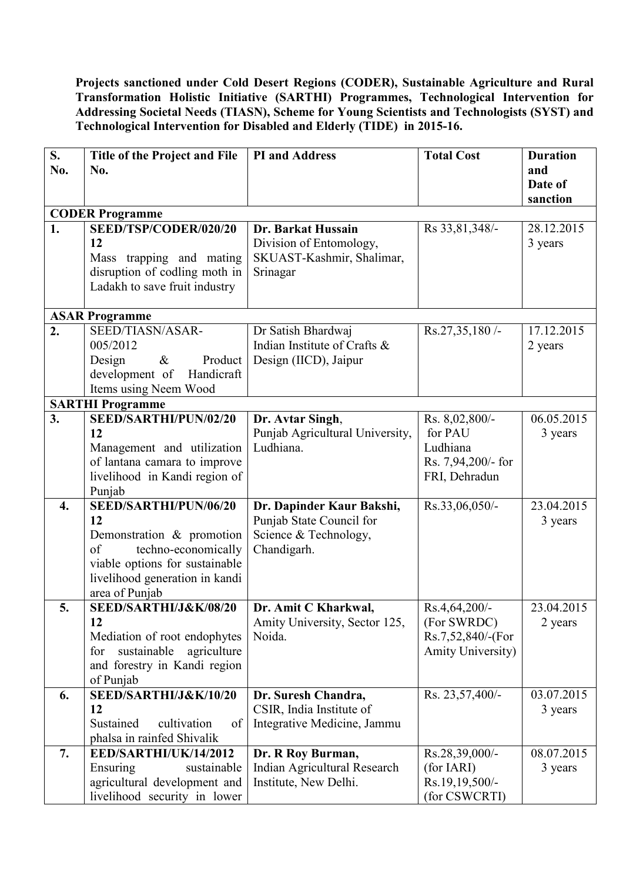**Projects sanctioned under Cold Desert Regions (CODER), Sustainable Agriculture and Rural Transformation Holistic Initiative (SARTHI) Programmes, Technological Intervention for Addressing Societal Needs (TIASN), Scheme for Young Scientists and Technologists (SYST) and Technological Intervention for Disabled and Elderly (TIDE) in 2015-16.**

| S. No. | Title of the Project and File No. | PI and Address | Total Cost | Duration and Date of sanction |
|---|---|---|---|---|
| **CODER Programme** | | | | |
| **1.** | **SEED/TSP/CODER/020/2012** Mass trapping and mating disruption of codling moth in Ladakh to save fruit industry | **Dr. Barkat Hussain** Division of Entomology, SKUAST-Kashmir, Shalimar, Srinagar | Rs 33,81,348/- | 28.12.2015 3 years |
| **ASAR Programme** | | | | |
| **2.** | SEED/TIASN/ASAR-005/2012 Design & Product development of Handicraft Items using Neem Wood | Dr Satish Bhardwaj Indian Institute of Crafts & Design (IICD), Jaipur | Rs.27,35,180 /- | 17.12.2015 2 years |
| **SARTHI Programme** | | | | |
| **3.** | **SEED/SARTHI/PUN/02/2012** Management and utilization of lantana camara to improve livelihood in Kandi region of Punjab | **Dr. Avtar Singh**, Punjab Agricultural University, Ludhiana. | Rs. 8,02,800/- for PAU Ludhiana Rs. 7,94,200/- for FRI, Dehradun | 06.05.2015 3 years |
| **4.** | **SEED/SARTHI/PUN/06/2012** Demonstration & promotion of techno-economically viable options for sustainable livelihood generation in kandi area of Punjab | **Dr. Dapinder Kaur Bakshi,** Punjab State Council for Science & Technology, Chandigarh. | Rs.33,06,050/- | 23.04.2015 3 years |
| **5.** | **SEED/SARTHI/J&K/08/2012** Mediation of root endophytes for sustainable agriculture and forestry in Kandi region of Punjab | **Dr. Amit C Kharkwal,** Amity University, Sector 125, Noida. | Rs.4,64,200/- (For SWRDC) Rs.7,52,840/-(For Amity University) | 23.04.2015 2 years |
| **6.** | **SEED/SARTHI/J&K/10/2012** Sustained cultivation of phalsa in rainfed Shivalik | **Dr. Suresh Chandra,** CSIR, India Institute of Integrative Medicine, Jammu | Rs. 23,57,400/- | 03.07.2015 3 years |
| **7.** | **EED/SARTHI/UK/14/2012** Ensuring sustainable agricultural development and livelihood security in lower | **Dr. R Roy Burman,** Indian Agricultural Research Institute, New Delhi. | Rs.28,39,000/- (for IARI) Rs.19,19,500/- (for CSWCRTI) | 08.07.2015 3 years |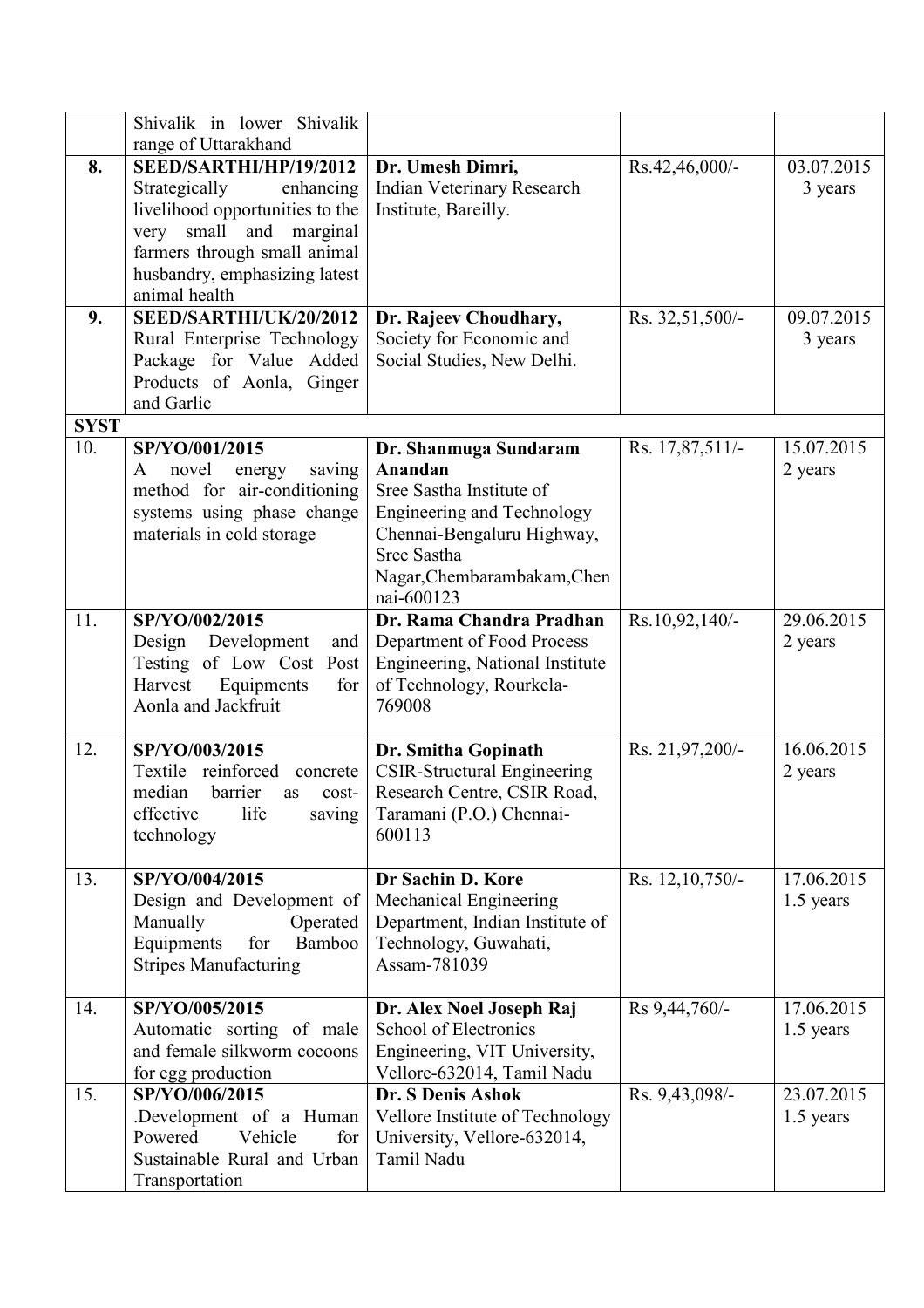| | | | | |
|---|---|---|---|---|
| | Shivalik in lower Shivalik range of Uttarakhand | | | |
| **8.** | **SEED/SARTHI/HP/19/2012** Strategically enhancing livelihood opportunities to the very small and marginal farmers through small animal husbandry, emphasizing latest animal health | **Dr. Umesh Dimri,** Indian Veterinary Research Institute, Bareilly. | Rs.42,46,000/- | 03.07.2015 3 years |
| **9.** | **SEED/SARTHI/UK/20/2012** Rural Enterprise Technology Package for Value Added Products of Aonla, Ginger and Garlic | **Dr. Rajeev Choudhary,** Society for Economic and Social Studies, New Delhi. | Rs. 32,51,500/- | 09.07.2015 3 years |
| **SYST** | | | | |
| 10. | **SP/YO/001/2015** A novel energy saving method for air-conditioning systems using phase change materials in cold storage | **Dr. Shanmuga Sundaram Anandan** Sree Sastha Institute of Engineering and Technology Chennai-Bengaluru Highway, Sree Sastha Nagar,Chembarambakam,Chennai-600123 | Rs. 17,87,511/- | 15.07.2015 2 years |
| 11. | **SP/YO/002/2015** Design Development and Testing of Low Cost Post Harvest Equipments for Aonla and Jackfruit | **Dr. Rama Chandra Pradhan** Department of Food Process Engineering, National Institute of Technology, Rourkela-769008 | Rs.10,92,140/- | 29.06.2015 2 years |
| 12. | **SP/YO/003/2015** Textile reinforced concrete median barrier as cost-effective life saving technology | **Dr. Smitha Gopinath** CSIR-Structural Engineering Research Centre, CSIR Road, Taramani (P.O.) Chennai-600113 | Rs. 21,97,200/- | 16.06.2015 2 years |
| 13. | **SP/YO/004/2015** Design and Development of Manually Operated Equipments for Bamboo Stripes Manufacturing | **Dr Sachin D. Kore** Mechanical Engineering Department, Indian Institute of Technology, Guwahati, Assam-781039 | Rs. 12,10,750/- | 17.06.2015 1.5 years |
| 14. | **SP/YO/005/2015** Automatic sorting of male and female silkworm cocoons for egg production | **Dr. Alex Noel Joseph Raj** School of Electronics Engineering, VIT University, Vellore-632014, Tamil Nadu | Rs 9,44,760/- | 17.06.2015 1.5 years |
| 15. | **SP/YO/006/2015** .Development of a Human Powered Vehicle for Sustainable Rural and Urban Transportation | **Dr. S Denis Ashok** Vellore Institute of Technology University, Vellore-632014, Tamil Nadu | Rs. 9,43,098/- | 23.07.2015 1.5 years |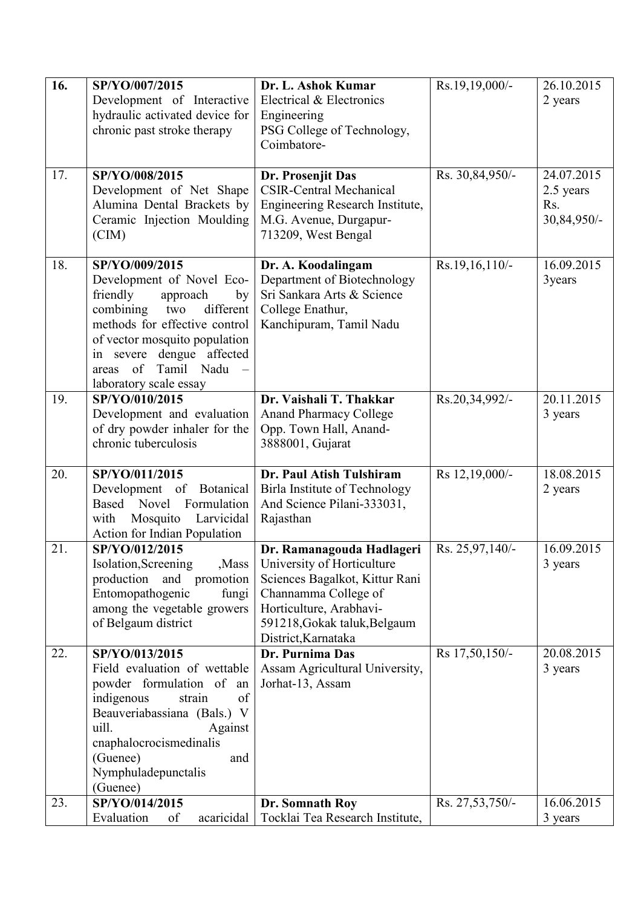| 16. | **SP/YO/007/2015** Development of Interactive hydraulic activated device for chronic past stroke therapy | **Dr. L. Ashok Kumar** Electrical & Electronics Engineering PSG College of Technology, Coimbatore- | Rs.19,19,000/- | 26.10.2015 2 years |
|---|---|---|---|---|
| 17. | **SP/YO/008/2015** Development of Net Shape Alumina Dental Brackets by Ceramic Injection Moulding (CIM) | **Dr. Prosenjit Das** CSIR-Central Mechanical Engineering Research Institute, M.G. Avenue, Durgapur-713209, West Bengal | Rs. 30,84,950/- | 24.07.2015 2.5 years Rs. 30,84,950/- |
| 18. | **SP/YO/009/2015** Development of Novel Eco-friendly approach by combining two different methods for effective control of vector mosquito population in severe dengue affected areas of Tamil Nadu – laboratory scale essay | **Dr. A. Koodalingam** Department of Biotechnology Sri Sankara Arts & Science College Enathur, Kanchipuram, Tamil Nadu | Rs.19,16,110/- | 16.09.2015 3years |
| 19. | **SP/YO/010/2015** Development and evaluation of dry powder inhaler for the chronic tuberculosis | **Dr. Vaishali T. Thakkar** Anand Pharmacy College Opp. Town Hall, Anand-3888001, Gujarat | Rs.20,34,992/- | 20.11.2015 3 years |
| 20. | **SP/YO/011/2015** Development of Botanical Based Novel Formulation with Mosquito Larvicidal Action for Indian Population | **Dr. Paul Atish Tulshiram** Birla Institute of Technology And Science Pilani-333031, Rajasthan | Rs 12,19,000/- | 18.08.2015 2 years |
| 21. | **SP/YO/012/2015** Isolation,Screening ,Mass production and promotion Entomopathogenic fungi among the vegetable growers of Belgaum district | **Dr. Ramanagouda Hadlageri** University of Horticulture Sciences Bagalkot, Kittur Rani Channamma College of Horticulture, Arabhavi-591218,Gokak taluk,Belgaum District,Karnataka | Rs. 25,97,140/- | 16.09.2015 3 years |
| 22. | **SP/YO/013/2015** Field evaluation of wettable powder formulation of an indigenous strain of Beauveriabassiana (Bals.) Vuill. Against cnaphalocrocismedinalis (Guenee) and Nymphuladepunctalis (Guenee) | **Dr. Purnima Das** Assam Agricultural University, Jorhat-13, Assam | Rs 17,50,150/- | 20.08.2015 3 years |
| 23. | **SP/YO/014/2015** Evaluation of acaricidal | **Dr. Somnath Roy** Tocklai Tea Research Institute, | Rs. 27,53,750/- | 16.06.2015 3 years |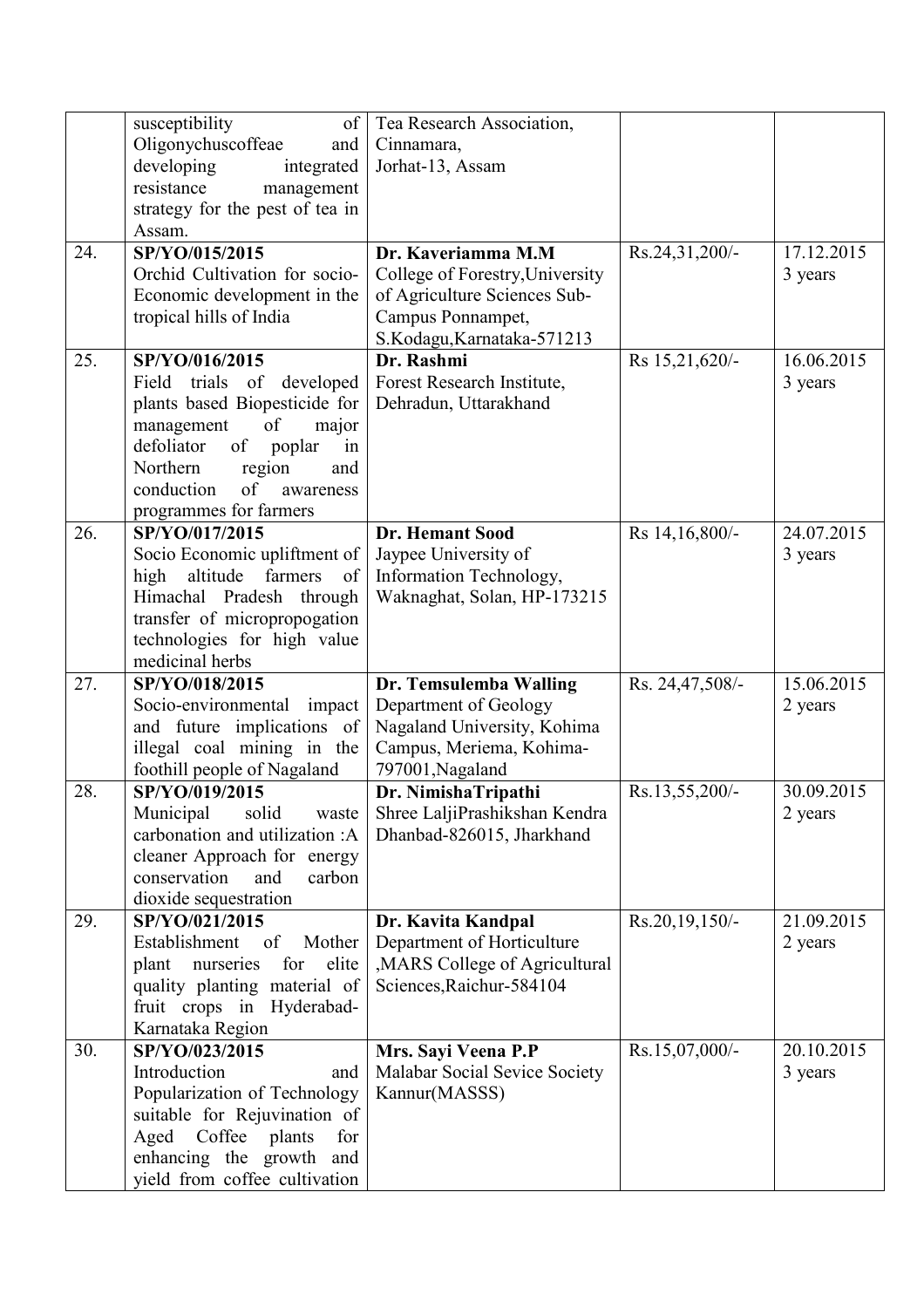|  |  |  |  |  |
|---|---|---|---|---|
|  | susceptibility of Oligonychuscoffeae and developing integrated resistance management strategy for the pest of tea in Assam. | Tea Research Association, Cinnamara, Jorhat-13, Assam |  |  |
| 24. | **SP/YO/015/2015** Orchid Cultivation for socio-Economic development in the tropical hills of India | **Dr. Kaveriamma M.M** College of Forestry,University of Agriculture Sciences Sub-Campus Ponnampet, S.Kodagu,Karnataka-571213 | Rs.24,31,200/- | 17.12.2015 3 years |
| 25. | **SP/YO/016/2015** Field trials of developed plants based Biopesticide for management of major defoliator of poplar in Northern region and conduction of awareness programmes for farmers | **Dr. Rashmi** Forest Research Institute, Dehradun, Uttarakhand | Rs 15,21,620/- | 16.06.2015 3 years |
| 26. | **SP/YO/017/2015** Socio Economic upliftment of high altitude farmers of Himachal Pradesh through transfer of micropropogation technologies for high value medicinal herbs | **Dr. Hemant Sood** Jaypee University of Information Technology, Waknaghat, Solan, HP-173215 | Rs 14,16,800/- | 24.07.2015 3 years |
| 27. | **SP/YO/018/2015** Socio-environmental impact and future implications of illegal coal mining in the foothill people of Nagaland | **Dr. Temsulemba Walling** Department of Geology Nagaland University, Kohima Campus, Meriema, Kohima-797001,Nagaland | Rs. 24,47,508/- | 15.06.2015 2 years |
| 28. | **SP/YO/019/2015** Municipal solid waste carbonation and utilization :A cleaner Approach for energy conservation and carbon dioxide sequestration | **Dr. NimishaTripathi** Shree LaljiPrashikshan Kendra Dhanbad-826015, Jharkhand | Rs.13,55,200/- | 30.09.2015 2 years |
| 29. | **SP/YO/021/2015** Establishment of Mother plant nurseries for elite quality planting material of fruit crops in Hyderabad-Karnataka Region | **Dr. Kavita Kandpal** Department of Horticulture ,MARS College of Agricultural Sciences,Raichur-584104 | Rs.20,19,150/- | 21.09.2015 2 years |
| 30. | **SP/YO/023/2015** Introduction and Popularization of Technology suitable for Rejuvination of Aged Coffee plants for enhancing the growth and yield from coffee cultivation | **Mrs. Sayi Veena P.P** Malabar Social Sevice Society Kannur(MASSS) | Rs.15,07,000/- | 20.10.2015 3 years |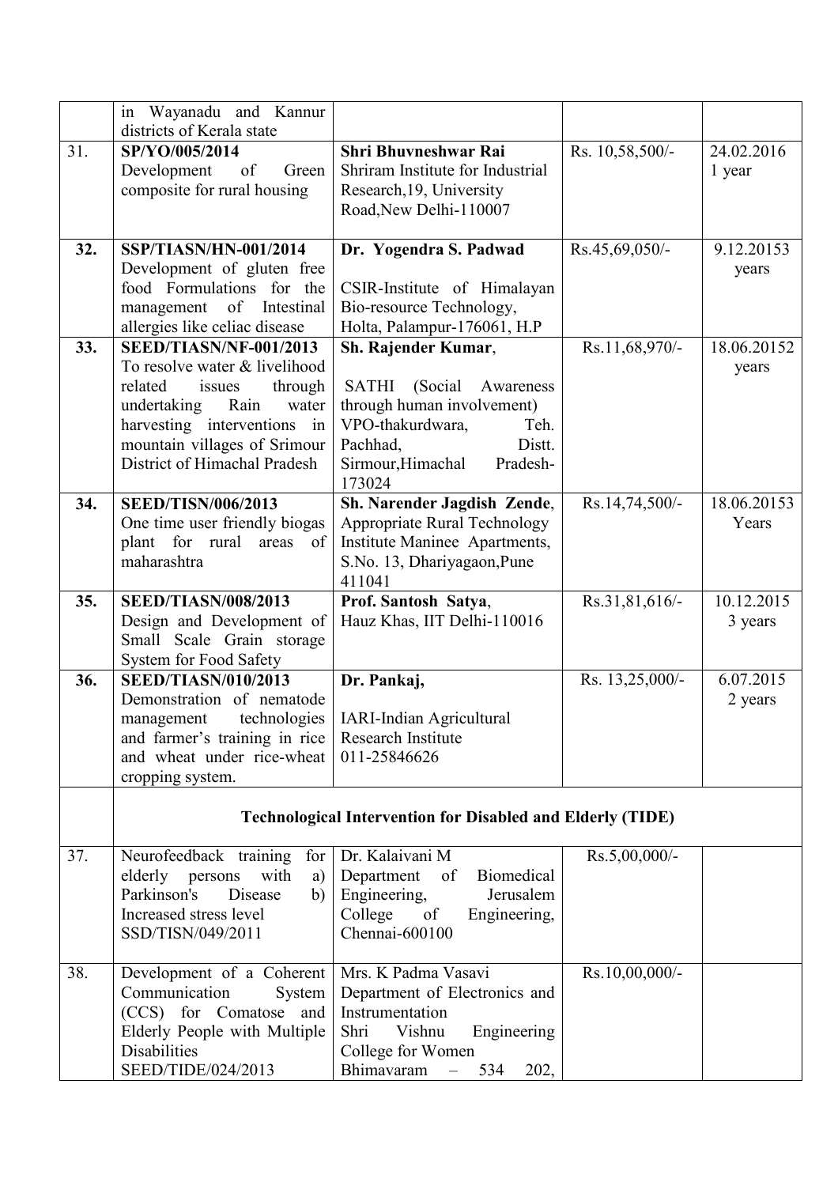| | | | | |
|---|---|---|---|---|
| | in Wayanadu and Kannur districts of Kerala state | | | |
| 31. | **SP/YO/005/2014** Development of Green composite for rural housing | **Shri Bhuvneshwar Rai** Shriram Institute for Industrial Research,19, University Road,New Delhi-110007 | Rs. 10,58,500/- | 24.02.2016 1 year |
| **32.** | **SSP/TIASN/HN-001/2014** Development of gluten free food Formulations for the management of Intestinal allergies like celiac disease | **Dr. Yogendra S. Padwad** CSIR-Institute of Himalayan Bio-resource Technology, Holta, Palampur-176061, H.P | Rs.45,69,050/- | 9.12.20153 years |
| **33.** | **SEED/TIASN/NF-001/2013** To resolve water & livelihood related issues through undertaking Rain water harvesting interventions in mountain villages of Srimour District of Himachal Pradesh | **Sh. Rajender Kumar**, SATHI (Social Awareness through human involvement) VPO-thakurdwara, Teh. Pachhad, Distt. Sirmour,Himachal Pradesh-173024 | Rs.11,68,970/- | 18.06.20152 years |
| **34.** | **SEED/TISN/006/2013** One time user friendly biogas plant for rural areas of maharashtra | **Sh. Narender Jagdish Zende**, Appropriate Rural Technology Institute Maninee Apartments, S.No. 13, Dhariyagaon,Pune 411041 | Rs.14,74,500/- | 18.06.20153 Years |
| **35.** | **SEED/TIASN/008/2013** Design and Development of Small Scale Grain storage System for Food Safety | **Prof. Santosh Satya**, Hauz Khas, IIT Delhi-110016 | Rs.31,81,616/- | 10.12.2015 3 years |
| **36.** | **SEED/TIASN/010/2013** Demonstration of nematode management technologies and farmer's training in rice and wheat under rice-wheat cropping system. | **Dr. Pankaj,** IARI-Indian Agricultural Research Institute 011-25846626 | Rs. 13,25,000/- | 6.07.2015 2 years |
| | **Technological Intervention for Disabled and Elderly (TIDE)** | | | |
| 37. | Neurofeedback training for elderly persons with a) Parkinson's Disease b) Increased stress level SSD/TISN/049/2011 | Dr. Kalaivani M Department of Biomedical Engineering, Jerusalem College of Engineering, Chennai-600100 | Rs.5,00,000/- | |
| 38. | Development of a Coherent Communication System (CCS) for Comatose and Elderly People with Multiple Disabilities SEED/TIDE/024/2013 | Mrs. K Padma Vasavi Department of Electronics and Instrumentation Shri Vishnu Engineering College for Women Bhimavaram – 534 202, | Rs.10,00,000/- | |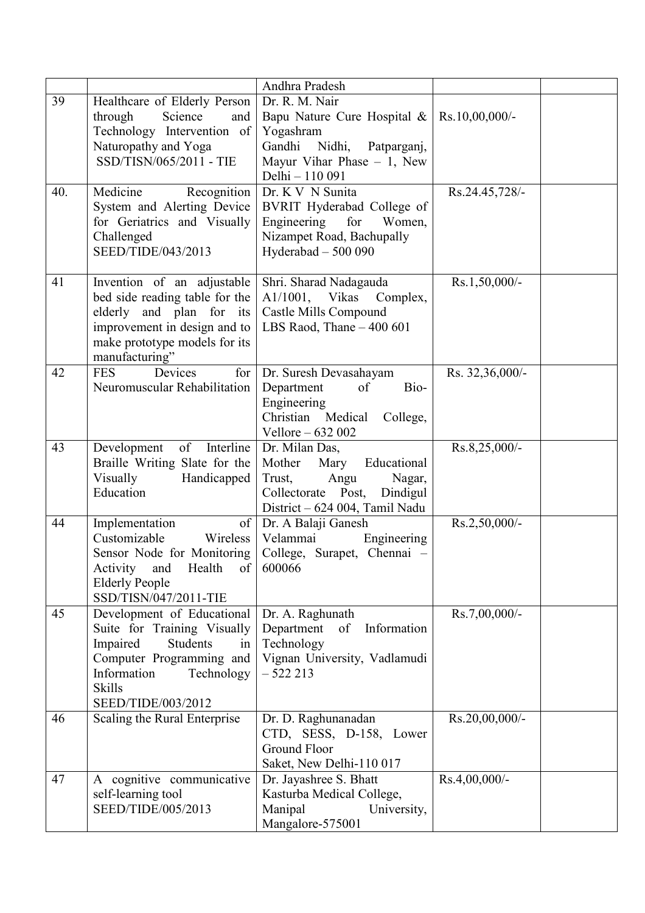| | | | | |
|---|---|---|---|---|
| | | Andhra Pradesh | | |
| 39 | Healthcare of Elderly Person through Science and Technology Intervention of Naturopathy and Yoga SSD/TISN/065/2011 - TIE | Dr. R. M. Nair Bapu Nature Cure Hospital & Yogashram Gandhi Nidhi, Patparganj, Mayur Vihar Phase – 1, New Delhi – 110 091 | Rs.10,00,000/- | |
| 40. | Medicine Recognition System and Alerting Device for Geriatrics and Visually Challenged SEED/TIDE/043/2013 | Dr. K V N Sunita BVRIT Hyderabad College of Engineering for Women, Nizampet Road, Bachupally Hyderabad – 500 090 | Rs.24.45,728/- | |
| 41 | Invention of an adjustable bed side reading table for the elderly and plan for its improvement in design and to make prototype models for its manufacturing" | Shri. Sharad Nadagauda A1/1001, Vikas Complex, Castle Mills Compound LBS Raod, Thane – 400 601 | Rs.1,50,000/- | |
| 42 | FES Devices for Neuromuscular Rehabilitation | Dr. Suresh Devasahayam Department of Bio-Engineering Christian Medical College, Vellore – 632 002 | Rs. 32,36,000/- | |
| 43 | Development of Interline Braille Writing Slate for the Visually Handicapped Education | Dr. Milan Das, Mother Mary Educational Trust, Angu Nagar, Collectorate Post, Dindigul District – 624 004, Tamil Nadu | Rs.8,25,000/- | |
| 44 | Implementation of Customizable Wireless Sensor Node for Monitoring Activity and Health of Elderly People SSD/TISN/047/2011-TIE | Dr. A Balaji Ganesh Velammai Engineering College, Surapet, Chennai – 600066 | Rs.2,50,000/- | |
| 45 | Development of Educational Suite for Training Visually Impaired Students in Computer Programming and Information Technology Skills SEED/TIDE/003/2012 | Dr. A. Raghunath Department of Information Technology Vignan University, Vadlamudi – 522 213 | Rs.7,00,000/- | |
| 46 | Scaling the Rural Enterprise | Dr. D. Raghunanadan CTD, SESS, D-158, Lower Ground Floor Saket, New Delhi-110 017 | Rs.20,00,000/- | |
| 47 | A cognitive communicative self-learning tool SEED/TIDE/005/2013 | Dr. Jayashree S. Bhatt Kasturba Medical College, Manipal University, Mangalore-575001 | Rs.4,00,000/- | |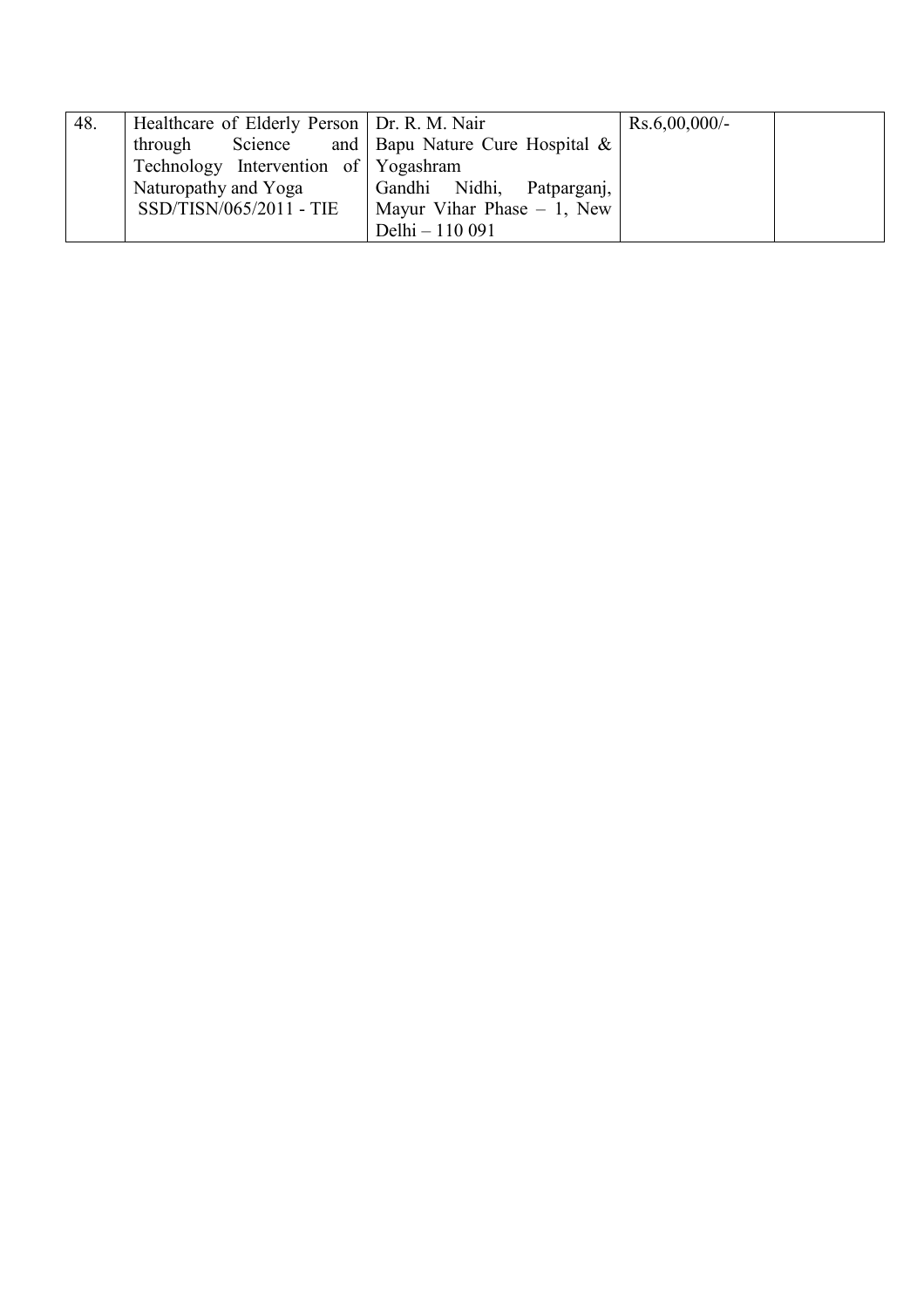| | | | | |
|---|---|---|---|---|
| 48. | Healthcare of Elderly Person through Science and Technology Intervention of Naturopathy and Yoga SSD/TISN/065/2011 - TIE | Dr. R. M. Nair Bapu Nature Cure Hospital & Yogashram Gandhi Nidhi, Patparganj, Mayur Vihar Phase – 1, New Delhi – 110 091 | Rs.6,00,000/- | |